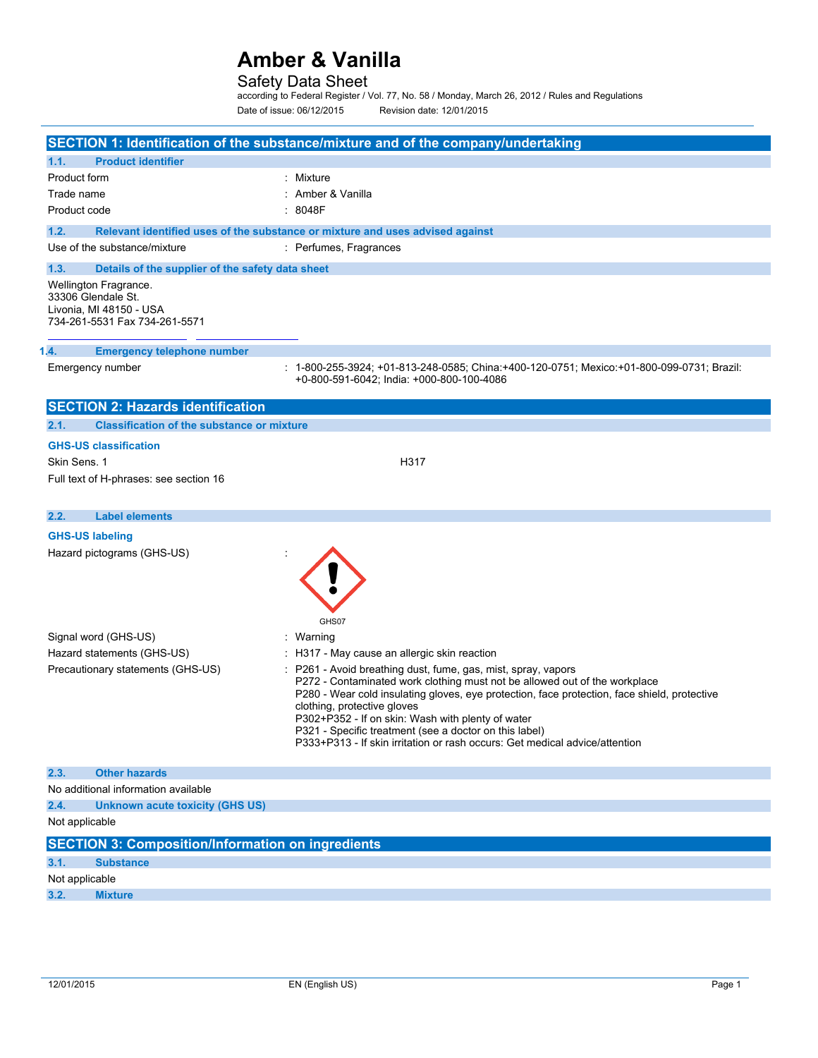# Amber & Vanilla

Safety Data Sheet

according to Federal Register / Vol. 77, No. 58 / Monday, March 26, 2012 / Rules and Regulations

Date of issue: 06/12/2015 Revision date: 12/01/2015

## SECTION 1: Identification of the substance/mixture and of the company/undertaking

### 1.1. Product identifier

Product form : Mixture

Trade name : Amber & Vanilla

Product code : 8048F

### 1.2. Relevant identified uses of the substance or mixture and uses advised against

Use of the substance/mixture : Perfumes, Fragrances

### 1.3. Details of the supplier of the safety data sheet

Wellington Fragrance.
33306 Glendale St.
Livonia, MI 48150 - USA
734-261-5531 Fax 734-261-5571

### 1.4. Emergency telephone number

Emergency number : 1-800-255-3924; +01-813-248-0585; China:+400-120-0751; Mexico:+01-800-099-0731; Brazil: +0-800-591-6042; India: +000-800-100-4086

## SECTION 2: Hazards identification

### 2.1. Classification of the substance or mixture

**GHS-US classification**

Skin Sens. 1 H317

Full text of H-phrases: see section 16

### 2.2. Label elements

**GHS-US labeling**

Hazard pictograms (GHS-US) :

GHS07

Signal word (GHS-US) : Warning

Hazard statements (GHS-US) : H317 - May cause an allergic skin reaction

Precautionary statements (GHS-US) : P261 - Avoid breathing dust, fume, gas, mist, spray, vapors
P272 - Contaminated work clothing must not be allowed out of the workplace
P280 - Wear cold insulating gloves, eye protection, face protection, face shield, protective clothing, protective gloves
P302+P352 - If on skin: Wash with plenty of water
P321 - Specific treatment (see a doctor on this label)
P333+P313 - If skin irritation or rash occurs: Get medical advice/attention

### 2.3. Other hazards

No additional information available

### 2.4. Unknown acute toxicity (GHS US)

Not applicable

## SECTION 3: Composition/Information on ingredients

### 3.1. Substance

Not applicable

### 3.2. Mixture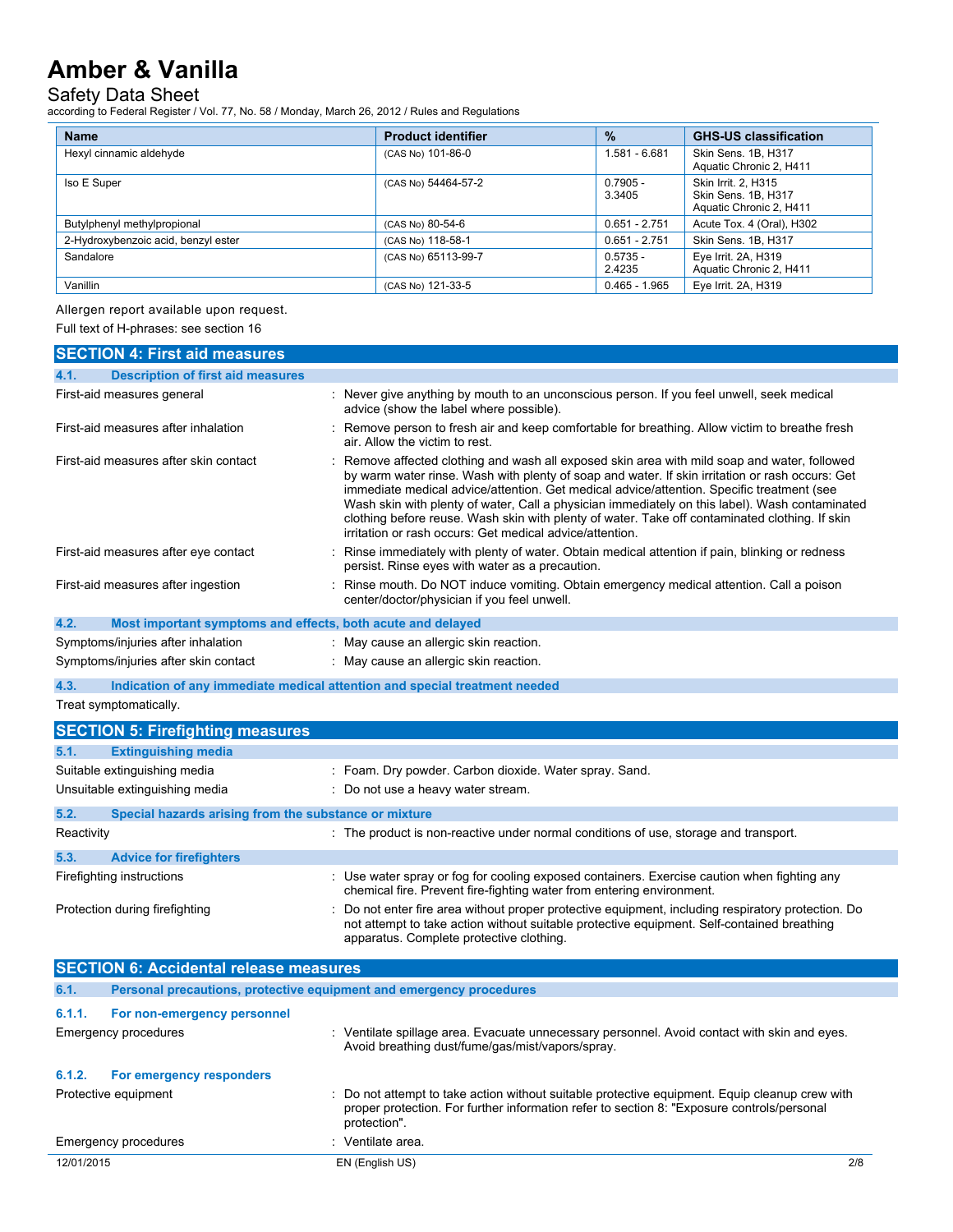| Name | Product identifier | % | GHS-US classification |
|---|---|---|---|
| Hexyl cinnamic aldehyde | (CAS No) 101-86-0 | 1.581 - 6.681 | Skin Sens. 1B, H317<br>Aquatic Chronic 2, H411 |
| Iso E Super | (CAS No) 54464-57-2 | 0.7905 - 3.3405 | Skin Irrit. 2, H315<br>Skin Sens. 1B, H317<br>Aquatic Chronic 2, H411 |
| Butylphenyl methylpropional | (CAS No) 80-54-6 | 0.651 - 2.751 | Acute Tox. 4 (Oral), H302 |
| 2-Hydroxybenzoic acid, benzyl ester | (CAS No) 118-58-1 | 0.651 - 2.751 | Skin Sens. 1B, H317 |
| Sandalore | (CAS No) 65113-99-7 | 0.5735 - 2.4235 | Eye Irrit. 2A, H319<br>Aquatic Chronic 2, H411 |
| Vanillin | (CAS No) 121-33-5 | 0.465 - 1.965 | Eye Irrit. 2A, H319 |

Allergen report available upon request.

Full text of H-phrases: see section 16

## SECTION 4: First aid measures

### 4.1. Description of first aid measures

First-aid measures general : Never give anything by mouth to an unconscious person. If you feel unwell, seek medical advice (show the label where possible).

First-aid measures after inhalation : Remove person to fresh air and keep comfortable for breathing. Allow victim to breathe fresh air. Allow the victim to rest.

First-aid measures after skin contact : Remove affected clothing and wash all exposed skin area with mild soap and water, followed by warm water rinse. Wash with plenty of soap and water. If skin irritation or rash occurs: Get immediate medical advice/attention. Get medical advice/attention. Specific treatment (see Wash skin with plenty of water, Call a physician immediately on this label). Wash contaminated clothing before reuse. Wash skin with plenty of water. Take off contaminated clothing. If skin irritation or rash occurs: Get medical advice/attention.

First-aid measures after eye contact : Rinse immediately with plenty of water. Obtain medical attention if pain, blinking or redness persist. Rinse eyes with water as a precaution.

First-aid measures after ingestion : Rinse mouth. Do NOT induce vomiting. Obtain emergency medical attention. Call a poison center/doctor/physician if you feel unwell.

### 4.2. Most important symptoms and effects, both acute and delayed

Symptoms/injuries after inhalation : May cause an allergic skin reaction.

Symptoms/injuries after skin contact : May cause an allergic skin reaction.

### 4.3. Indication of any immediate medical attention and special treatment needed

Treat symptomatically.

## SECTION 5: Firefighting measures

### 5.1. Extinguishing media

Suitable extinguishing media : Foam. Dry powder. Carbon dioxide. Water spray. Sand.

Unsuitable extinguishing media : Do not use a heavy water stream.

### 5.2. Special hazards arising from the substance or mixture

Reactivity : The product is non-reactive under normal conditions of use, storage and transport.

### 5.3. Advice for firefighters

Firefighting instructions : Use water spray or fog for cooling exposed containers. Exercise caution when fighting any chemical fire. Prevent fire-fighting water from entering environment.

Protection during firefighting : Do not enter fire area without proper protective equipment, including respiratory protection. Do not attempt to take action without suitable protective equipment. Self-contained breathing apparatus. Complete protective clothing.

## SECTION 6: Accidental release measures

### 6.1. Personal precautions, protective equipment and emergency procedures

#### 6.1.1. For non-emergency personnel

Emergency procedures : Ventilate spillage area. Evacuate unnecessary personnel. Avoid contact with skin and eyes. Avoid breathing dust/fume/gas/mist/vapors/spray.

#### 6.1.2. For emergency responders

Protective equipment : Do not attempt to take action without suitable protective equipment. Equip cleanup crew with proper protection. For further information refer to section 8: "Exposure controls/personal protection".

Emergency procedures : Ventilate area.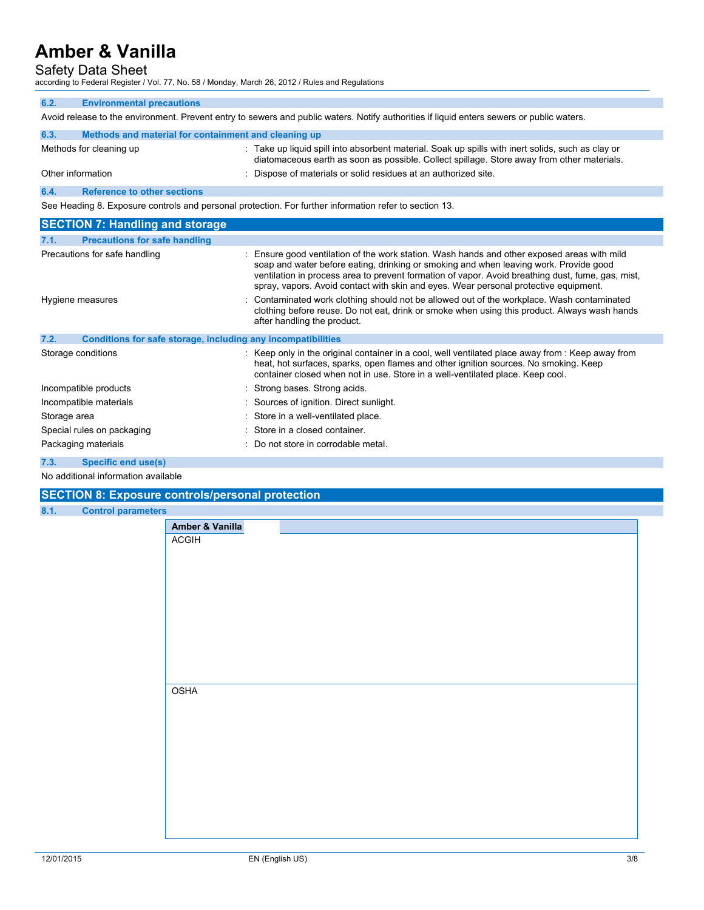### 6.2. Environmental precautions

Avoid release to the environment. Prevent entry to sewers and public waters. Notify authorities if liquid enters sewers or public waters.

### 6.3. Methods and material for containment and cleaning up

| | |
|---|---|
| Methods for cleaning up | : Take up liquid spill into absorbent material. Soak up spills with inert solids, such as clay or diatomaceous earth as soon as possible. Collect spillage. Store away from other materials. |
| Other information | : Dispose of materials or solid residues at an authorized site. |

### 6.4. Reference to other sections

See Heading 8. Exposure controls and personal protection. For further information refer to section 13.

## SECTION 7: Handling and storage

### 7.1. Precautions for safe handling

| | |
|---|---|
| Precautions for safe handling | : Ensure good ventilation of the work station. Wash hands and other exposed areas with mild soap and water before eating, drinking or smoking and when leaving work. Provide good ventilation in process area to prevent formation of vapor. Avoid breathing dust, fume, gas, mist, spray, vapors. Avoid contact with skin and eyes. Wear personal protective equipment. |
| Hygiene measures | : Contaminated work clothing should not be allowed out of the workplace. Wash contaminated clothing before reuse. Do not eat, drink or smoke when using this product. Always wash hands after handling the product. |

### 7.2. Conditions for safe storage, including any incompatibilities

| | |
|---|---|
| Storage conditions | : Keep only in the original container in a cool, well ventilated place away from : Keep away from heat, hot surfaces, sparks, open flames and other ignition sources. No smoking. Keep container closed when not in use. Store in a well-ventilated place. Keep cool. |
| Incompatible products | : Strong bases. Strong acids. |
| Incompatible materials | : Sources of ignition. Direct sunlight. |
| Storage area | : Store in a well-ventilated place. |
| Special rules on packaging | : Store in a closed container. |
| Packaging materials | : Do not store in corrodable metal. |

### 7.3. Specific end use(s)

No additional information available

## SECTION 8: Exposure controls/personal protection

### 8.1. Control parameters

| Amber & Vanilla | |
|---|---|
| ACGIH | |
| OSHA | |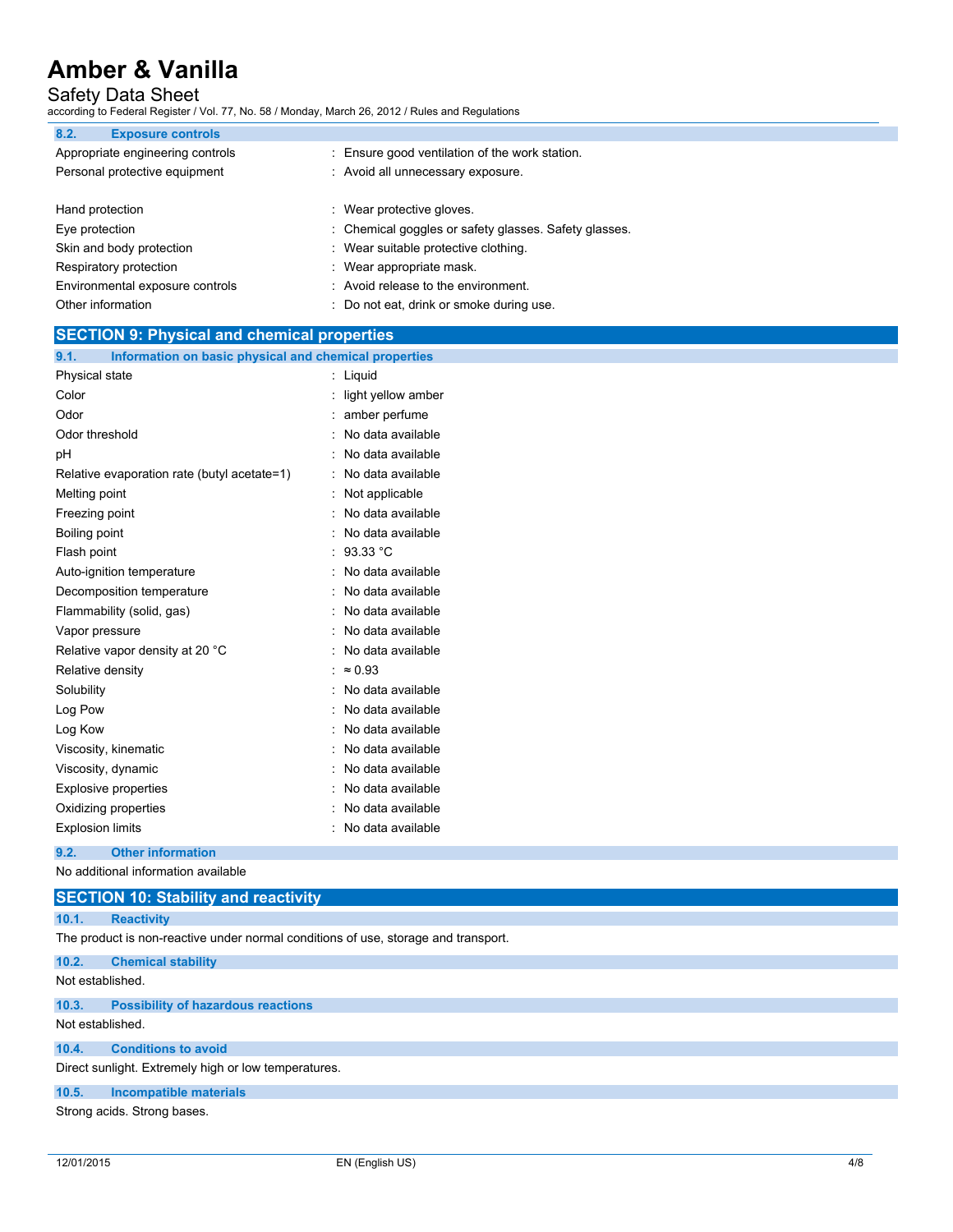### 8.2. Exposure controls

| | |
|---|---|
| Appropriate engineering controls | : Ensure good ventilation of the work station. |
| Personal protective equipment | : Avoid all unnecessary exposure. |
| Hand protection | : Wear protective gloves. |
| Eye protection | : Chemical goggles or safety glasses. Safety glasses. |
| Skin and body protection | : Wear suitable protective clothing. |
| Respiratory protection | : Wear appropriate mask. |
| Environmental exposure controls | : Avoid release to the environment. |
| Other information | : Do not eat, drink or smoke during use. |

## SECTION 9: Physical and chemical properties

### 9.1. Information on basic physical and chemical properties

| | |
|---|---|
| Physical state | : Liquid |
| Color | : light yellow amber |
| Odor | : amber perfume |
| Odor threshold | : No data available |
| pH | : No data available |
| Relative evaporation rate (butyl acetate=1) | : No data available |
| Melting point | : Not applicable |
| Freezing point | : No data available |
| Boiling point | : No data available |
| Flash point | : 93.33 °C |
| Auto-ignition temperature | : No data available |
| Decomposition temperature | : No data available |
| Flammability (solid, gas) | : No data available |
| Vapor pressure | : No data available |
| Relative vapor density at 20 °C | : No data available |
| Relative density | : ≈ 0.93 |
| Solubility | : No data available |
| Log Pow | : No data available |
| Log Kow | : No data available |
| Viscosity, kinematic | : No data available |
| Viscosity, dynamic | : No data available |
| Explosive properties | : No data available |
| Oxidizing properties | : No data available |
| Explosion limits | : No data available |

### 9.2. Other information

No additional information available

## SECTION 10: Stability and reactivity

### 10.1. Reactivity

The product is non-reactive under normal conditions of use, storage and transport.

### 10.2. Chemical stability

Not established.

### 10.3. Possibility of hazardous reactions

Not established.

### 10.4. Conditions to avoid

Direct sunlight. Extremely high or low temperatures.

### 10.5. Incompatible materials

Strong acids. Strong bases.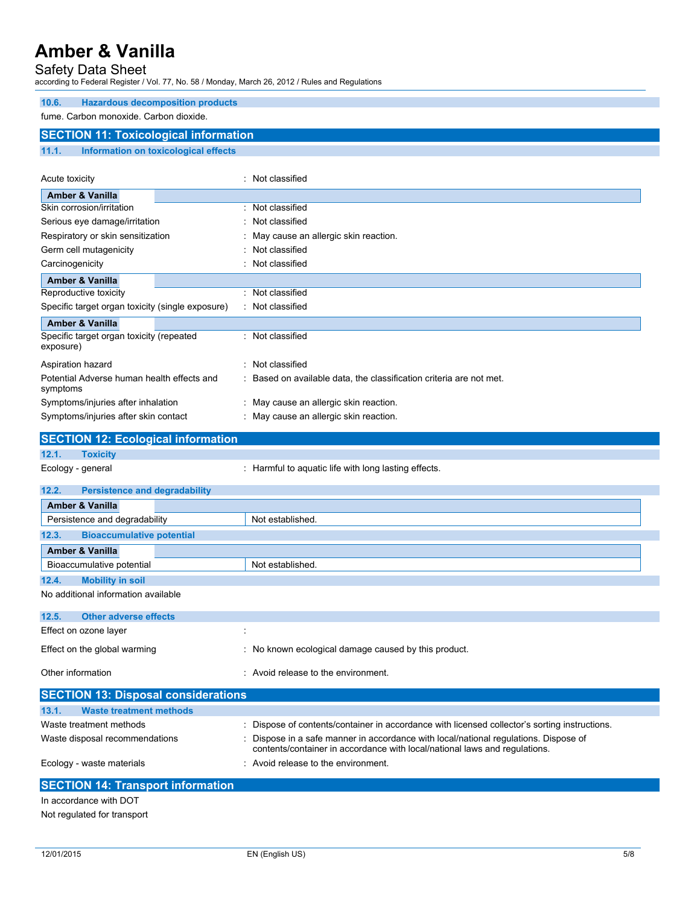### 10.6. Hazardous decomposition products

fume. Carbon monoxide. Carbon dioxide.

## SECTION 11: Toxicological information

### 11.1. Information on toxicological effects

Acute toxicity : Not classified

| Amber & Vanilla | |
|---|---|
| Skin corrosion/irritation | : Not classified |
| Serious eye damage/irritation | : Not classified |
| Respiratory or skin sensitization | : May cause an allergic skin reaction. |
| Germ cell mutagenicity | : Not classified |
| Carcinogenicity | : Not classified |

| Amber & Vanilla | |
|---|---|
| Reproductive toxicity | : Not classified |
| Specific target organ toxicity (single exposure) | : Not classified |

| Amber & Vanilla | |
|---|---|
| Specific target organ toxicity (repeated exposure) | : Not classified |
| Aspiration hazard | : Not classified |
| Potential Adverse human health effects and symptoms | : Based on available data, the classification criteria are not met. |
| Symptoms/injuries after inhalation | : May cause an allergic skin reaction. |
| Symptoms/injuries after skin contact | : May cause an allergic skin reaction. |

## SECTION 12: Ecological information

### 12.1. Toxicity

Ecology - general : Harmful to aquatic life with long lasting effects.

### 12.2. Persistence and degradability

| Amber & Vanilla | |
|---|---|
| Persistence and degradability | Not established. |

### 12.3. Bioaccumulative potential

| Amber & Vanilla | |
|---|---|
| Bioaccumulative potential | Not established. |

### 12.4. Mobility in soil

No additional information available

### 12.5. Other adverse effects

Effect on ozone layer :

Effect on the global warming : No known ecological damage caused by this product.

Other information : Avoid release to the environment.

## SECTION 13: Disposal considerations

### 13.1. Waste treatment methods

Waste treatment methods : Dispose of contents/container in accordance with licensed collector's sorting instructions.

Waste disposal recommendations : Dispose in a safe manner in accordance with local/national regulations. Dispose of contents/container in accordance with local/national laws and regulations.

Ecology - waste materials : Avoid release to the environment.

## SECTION 14: Transport information

In accordance with DOT

Not regulated for transport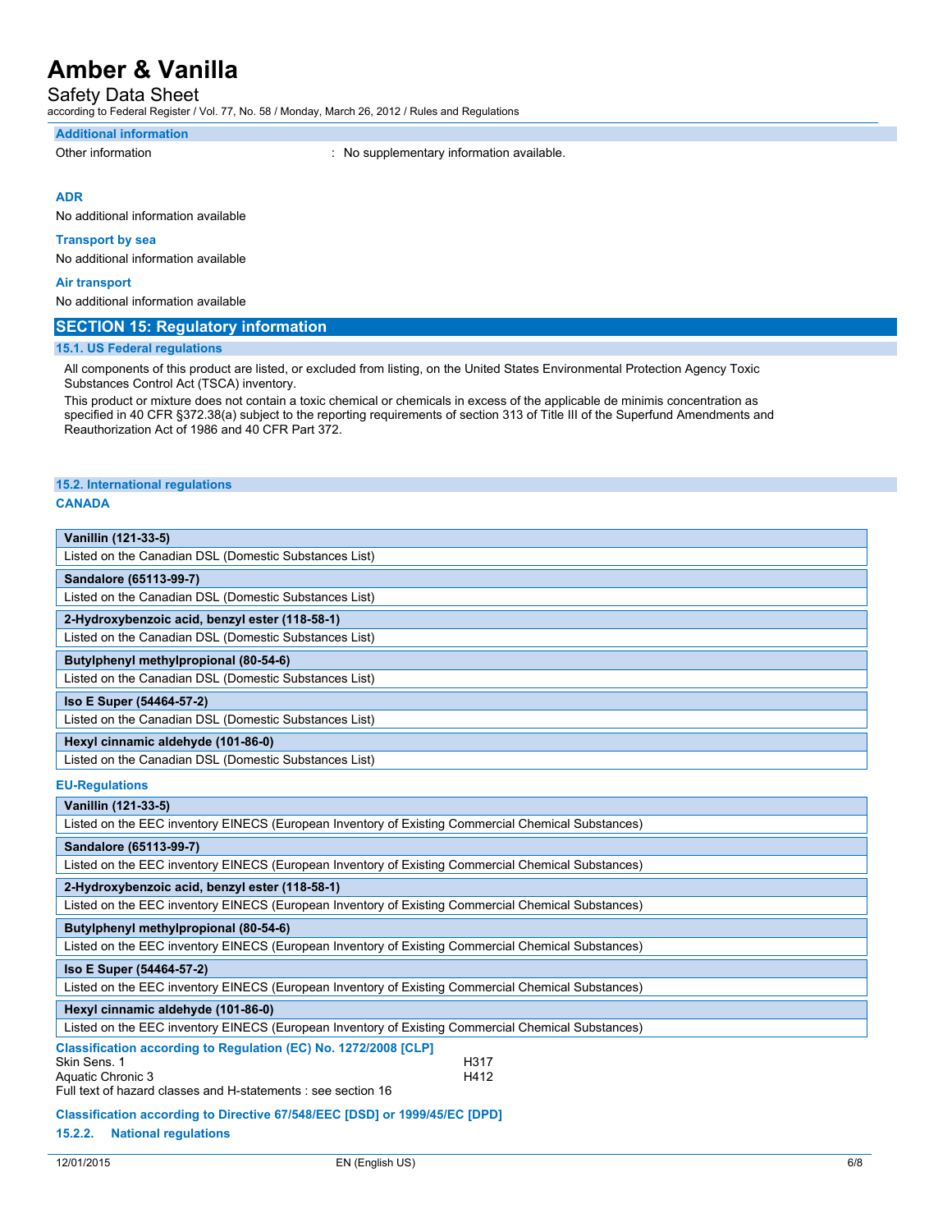### Additional information

Other information : No supplementary information available.

#### ADR

No additional information available

#### Transport by sea

No additional information available

#### Air transport

No additional information available

## SECTION 15: Regulatory information

### 15.1. US Federal regulations

All components of this product are listed, or excluded from listing, on the United States Environmental Protection Agency Toxic Substances Control Act (TSCA) inventory.

This product or mixture does not contain a toxic chemical or chemicals in excess of the applicable de minimis concentration as specified in 40 CFR §372.38(a) subject to the reporting requirements of section 313 of Title III of the Superfund Amendments and Reauthorization Act of 1986 and 40 CFR Part 372.

### 15.2. International regulations

#### CANADA

| **Vanillin (121-33-5)** |
|---|
| Listed on the Canadian DSL (Domestic Substances List) |

| **Sandalore (65113-99-7)** |
|---|
| Listed on the Canadian DSL (Domestic Substances List) |

| **2-Hydroxybenzoic acid, benzyl ester (118-58-1)** |
|---|
| Listed on the Canadian DSL (Domestic Substances List) |

| **Butylphenyl methylpropional (80-54-6)** |
|---|
| Listed on the Canadian DSL (Domestic Substances List) |

| **Iso E Super (54464-57-2)** |
|---|
| Listed on the Canadian DSL (Domestic Substances List) |

| **Hexyl cinnamic aldehyde (101-86-0)** |
|---|
| Listed on the Canadian DSL (Domestic Substances List) |

#### EU-Regulations

| **Vanillin (121-33-5)** |
|---|
| Listed on the EEC inventory EINECS (European Inventory of Existing Commercial Chemical Substances) |

| **Sandalore (65113-99-7)** |
|---|
| Listed on the EEC inventory EINECS (European Inventory of Existing Commercial Chemical Substances) |

| **2-Hydroxybenzoic acid, benzyl ester (118-58-1)** |
|---|
| Listed on the EEC inventory EINECS (European Inventory of Existing Commercial Chemical Substances) |

| **Butylphenyl methylpropional (80-54-6)** |
|---|
| Listed on the EEC inventory EINECS (European Inventory of Existing Commercial Chemical Substances) |

| **Iso E Super (54464-57-2)** |
|---|
| Listed on the EEC inventory EINECS (European Inventory of Existing Commercial Chemical Substances) |

| **Hexyl cinnamic aldehyde (101-86-0)** |
|---|
| Listed on the EEC inventory EINECS (European Inventory of Existing Commercial Chemical Substances) |

#### Classification according to Regulation (EC) No. 1272/2008 [CLP]

Skin Sens. 1 H317
Aquatic Chronic 3 H412
Full text of hazard classes and H-statements : see section 16

#### Classification according to Directive 67/548/EEC [DSD] or 1999/45/EC [DPD]

#### 15.2.2. National regulations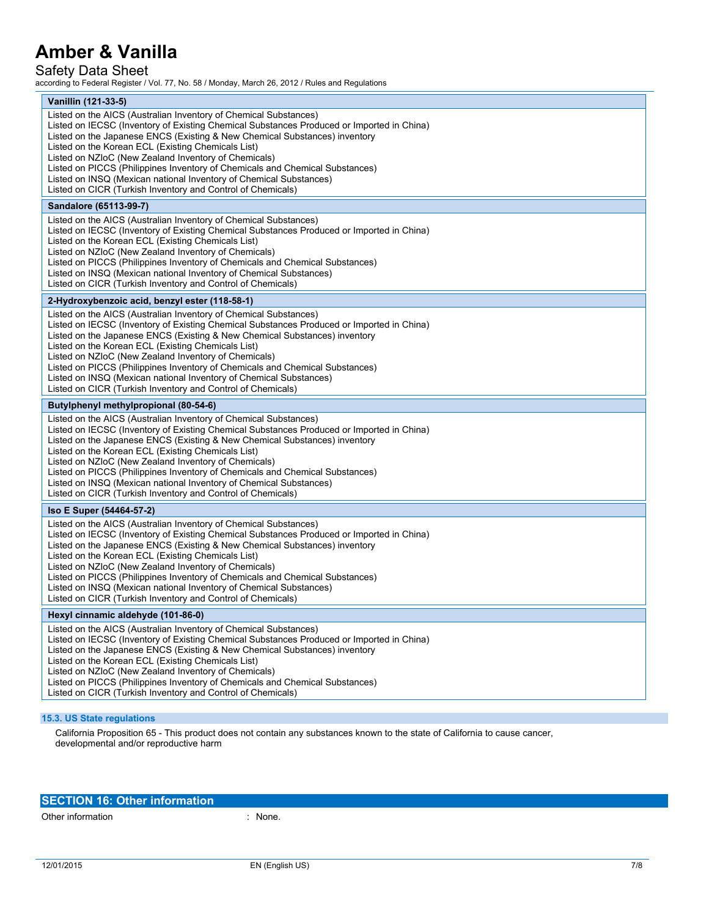**Vanillin (121-33-5)**

Listed on the AICS (Australian Inventory of Chemical Substances)
Listed on IECSC (Inventory of Existing Chemical Substances Produced or Imported in China)
Listed on the Japanese ENCS (Existing & New Chemical Substances) inventory
Listed on the Korean ECL (Existing Chemicals List)
Listed on NZIoC (New Zealand Inventory of Chemicals)
Listed on PICCS (Philippines Inventory of Chemicals and Chemical Substances)
Listed on INSQ (Mexican national Inventory of Chemical Substances)
Listed on CICR (Turkish Inventory and Control of Chemicals)

**Sandalore (65113-99-7)**

Listed on the AICS (Australian Inventory of Chemical Substances)
Listed on IECSC (Inventory of Existing Chemical Substances Produced or Imported in China)
Listed on the Korean ECL (Existing Chemicals List)
Listed on NZIoC (New Zealand Inventory of Chemicals)
Listed on PICCS (Philippines Inventory of Chemicals and Chemical Substances)
Listed on INSQ (Mexican national Inventory of Chemical Substances)
Listed on CICR (Turkish Inventory and Control of Chemicals)

**2-Hydroxybenzoic acid, benzyl ester (118-58-1)**

Listed on the AICS (Australian Inventory of Chemical Substances)
Listed on IECSC (Inventory of Existing Chemical Substances Produced or Imported in China)
Listed on the Japanese ENCS (Existing & New Chemical Substances) inventory
Listed on the Korean ECL (Existing Chemicals List)
Listed on NZIoC (New Zealand Inventory of Chemicals)
Listed on PICCS (Philippines Inventory of Chemicals and Chemical Substances)
Listed on INSQ (Mexican national Inventory of Chemical Substances)
Listed on CICR (Turkish Inventory and Control of Chemicals)

**Butylphenyl methylpropional (80-54-6)**

Listed on the AICS (Australian Inventory of Chemical Substances)
Listed on IECSC (Inventory of Existing Chemical Substances Produced or Imported in China)
Listed on the Japanese ENCS (Existing & New Chemical Substances) inventory
Listed on the Korean ECL (Existing Chemicals List)
Listed on NZIoC (New Zealand Inventory of Chemicals)
Listed on PICCS (Philippines Inventory of Chemicals and Chemical Substances)
Listed on INSQ (Mexican national Inventory of Chemical Substances)
Listed on CICR (Turkish Inventory and Control of Chemicals)

**Iso E Super (54464-57-2)**

Listed on the AICS (Australian Inventory of Chemical Substances)
Listed on IECSC (Inventory of Existing Chemical Substances Produced or Imported in China)
Listed on the Japanese ENCS (Existing & New Chemical Substances) inventory
Listed on the Korean ECL (Existing Chemicals List)
Listed on NZIoC (New Zealand Inventory of Chemicals)
Listed on PICCS (Philippines Inventory of Chemicals and Chemical Substances)
Listed on INSQ (Mexican national Inventory of Chemical Substances)
Listed on CICR (Turkish Inventory and Control of Chemicals)

**Hexyl cinnamic aldehyde (101-86-0)**

Listed on the AICS (Australian Inventory of Chemical Substances)
Listed on IECSC (Inventory of Existing Chemical Substances Produced or Imported in China)
Listed on the Japanese ENCS (Existing & New Chemical Substances) inventory
Listed on the Korean ECL (Existing Chemicals List)
Listed on NZIoC (New Zealand Inventory of Chemicals)
Listed on PICCS (Philippines Inventory of Chemicals and Chemical Substances)
Listed on CICR (Turkish Inventory and Control of Chemicals)

### 15.3. US State regulations

California Proposition 65 - This product does not contain any substances known to the state of California to cause cancer, developmental and/or reproductive harm

## SECTION 16: Other information

Other information : None.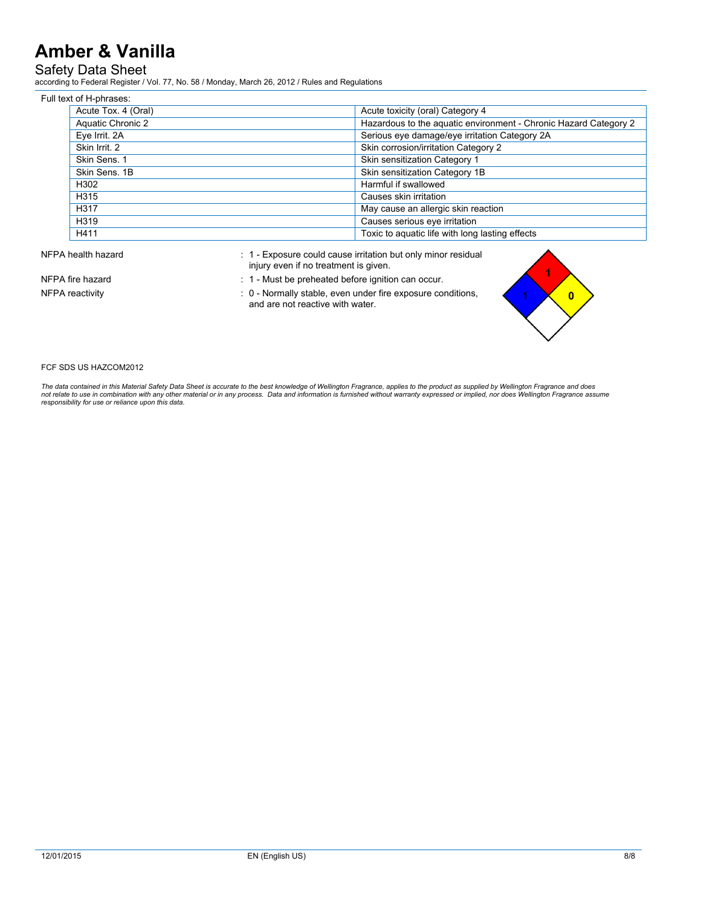Full text of H-phrases:

| | |
|---|---|
| Acute Tox. 4 (Oral) | Acute toxicity (oral) Category 4 |
| Aquatic Chronic 2 | Hazardous to the aquatic environment - Chronic Hazard Category 2 |
| Eye Irrit. 2A | Serious eye damage/eye irritation Category 2A |
| Skin Irrit. 2 | Skin corrosion/irritation Category 2 |
| Skin Sens. 1 | Skin sensitization Category 1 |
| Skin Sens. 1B | Skin sensitization Category 1B |
| H302 | Harmful if swallowed |
| H315 | Causes skin irritation |
| H317 | May cause an allergic skin reaction |
| H319 | Causes serious eye irritation |
| H411 | Toxic to aquatic life with long lasting effects |

NFPA health hazard : 1 - Exposure could cause irritation but only minor residual injury even if no treatment is given.

NFPA fire hazard : 1 - Must be preheated before ignition can occur.

NFPA reactivity : 0 - Normally stable, even under fire exposure conditions, and are not reactive with water.

1
1
0

FCF SDS US HAZCOM2012

*The data contained in this Material Safety Data Sheet is accurate to the best knowledge of Wellington Fragrance, applies to the product as supplied by Wellington Fragrance and does not relate to use in combination with any other material or in any process. Data and information is furnished without warranty expressed or implied, nor does Wellington Fragrance assume responsibility for use or reliance upon this data.*